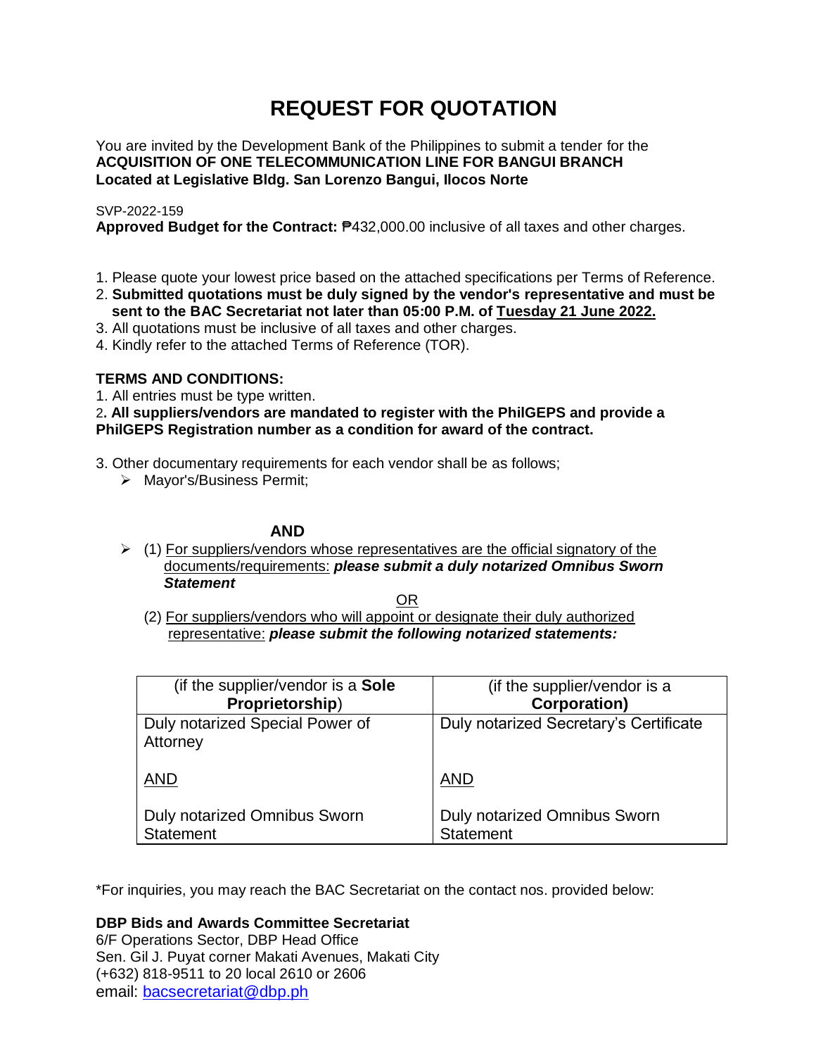# REQUEST FOR QUOTATION

You are invited by the Development Bank of the Philippines to submit a tender for the
**ACQUISITION OF ONE TELECOMMUNICATION LINE FOR BANGUI BRANCH**
**Located at Legislative Bldg. San Lorenzo Bangui, Ilocos Norte**

SVP-2022-159
**Approved Budget for the Contract:** ₱432,000.00 inclusive of all taxes and other charges.

1. Please quote your lowest price based on the attached specifications per Terms of Reference.
2. **Submitted quotations must be duly signed by the vendor's representative and must be sent to the BAC Secretariat not later than 05:00 P.M. of <u>Tuesday 21 June 2022.</u>**
3. All quotations must be inclusive of all taxes and other charges.
4. Kindly refer to the attached Terms of Reference (TOR).

**TERMS AND CONDITIONS:**

1. All entries must be type written.
2. **All suppliers/vendors are mandated to register with the PhilGEPS and provide a PhilGEPS Registration number as a condition for award of the contract.**
3. Other documentary requirements for each vendor shall be as follows;
   - Mayor's/Business Permit;

**AND**

- (1) <u>For suppliers/vendors whose representatives are the official signatory of the documents/requirements:</u> ***please submit a duly notarized Omnibus Sworn Statement***

<u>OR</u>

(2) <u>For suppliers/vendors who will appoint or designate their duly authorized representative:</u> ***please submit the following notarized statements:***

| (if the supplier/vendor is a **Sole Proprietorship**) | (if the supplier/vendor is a **Corporation)** |
|---|---|
| Duly notarized Special Power of Attorney<br><br><u>AND</u><br><br>Duly notarized Omnibus Sworn Statement | Duly notarized Secretary's Certificate<br><br><u>AND</u><br><br>Duly notarized Omnibus Sworn Statement |

*For inquiries, you may reach the BAC Secretariat on the contact nos. provided below:

**DBP Bids and Awards Committee Secretariat**
6/F Operations Sector, DBP Head Office
Sen. Gil J. Puyat corner Makati Avenues, Makati City
(+632) 818-9511 to 20 local 2610 or 2606
email: bacsecretariat@dbp.ph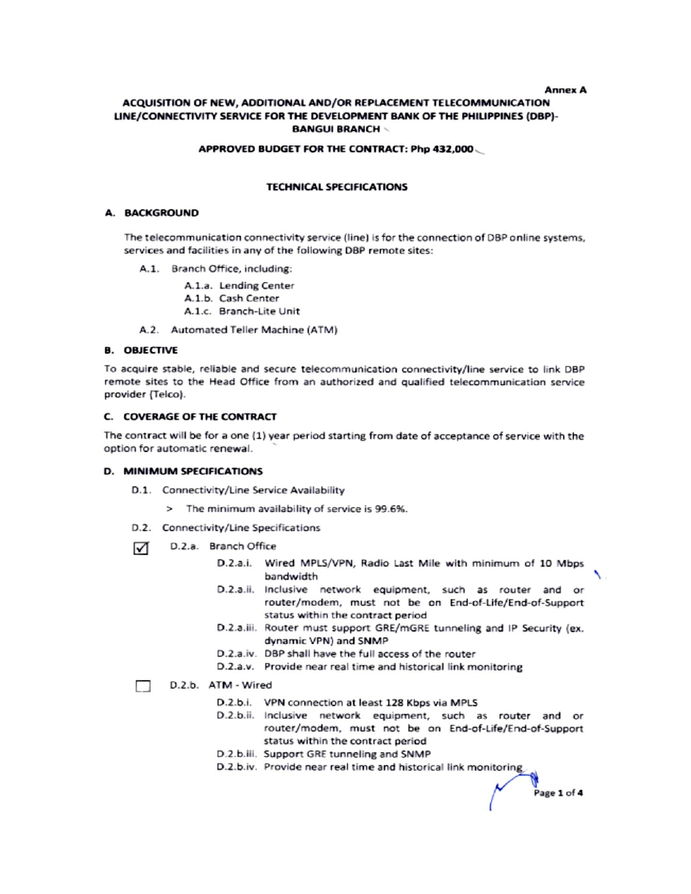Annex A

# ACQUISITION OF NEW, ADDITIONAL AND/OR REPLACEMENT TELECOMMUNICATION LINE/CONNECTIVITY SERVICE FOR THE DEVELOPMENT BANK OF THE PHILIPPINES (DBP)-BANGUI BRANCH

**APPROVED BUDGET FOR THE CONTRACT: Php 432,000**

## TECHNICAL SPECIFICATIONS

### A. BACKGROUND

The telecommunication connectivity service (line) is for the connection of DBP online systems, services and facilities in any of the following DBP remote sites:

- A.1. Branch Office, including:
  - A.1.a. Lending Center
  - A.1.b. Cash Center
  - A.1.c. Branch-Lite Unit
- A.2. Automated Teller Machine (ATM)

### B. OBJECTIVE

To acquire stable, reliable and secure telecommunication connectivity/line service to link DBP remote sites to the Head Office from an authorized and qualified telecommunication service provider (Telco).

### C. COVERAGE OF THE CONTRACT

The contract will be for a one (1) year period starting from date of acceptance of service with the option for automatic renewal.

### D. MINIMUM SPECIFICATIONS

- D.1. Connectivity/Line Service Availability
  - > The minimum availability of service is 99.6%.
- D.2. Connectivity/Line Specifications

☑ D.2.a. Branch Office

- D.2.a.i. Wired MPLS/VPN, Radio Last Mile with minimum of 10 Mbps bandwidth
- D.2.a.ii. Inclusive network equipment, such as router and or router/modem, must not be on End-of-Life/End-of-Support status within the contract period
- D.2.a.iii. Router must support GRE/mGRE tunneling and IP Security (ex. dynamic VPN) and SNMP
- D.2.a.iv. DBP shall have the full access of the router
- D.2.a.v. Provide near real time and historical link monitoring

☐ D.2.b. ATM - Wired

- D.2.b.i. VPN connection at least 128 Kbps via MPLS
- D.2.b.ii. Inclusive network equipment, such as router and or router/modem, must not be on End-of-Life/End-of-Support status within the contract period
- D.2.b.iii. Support GRE tunneling and SNMP
- D.2.b.iv. Provide near real time and historical link monitoring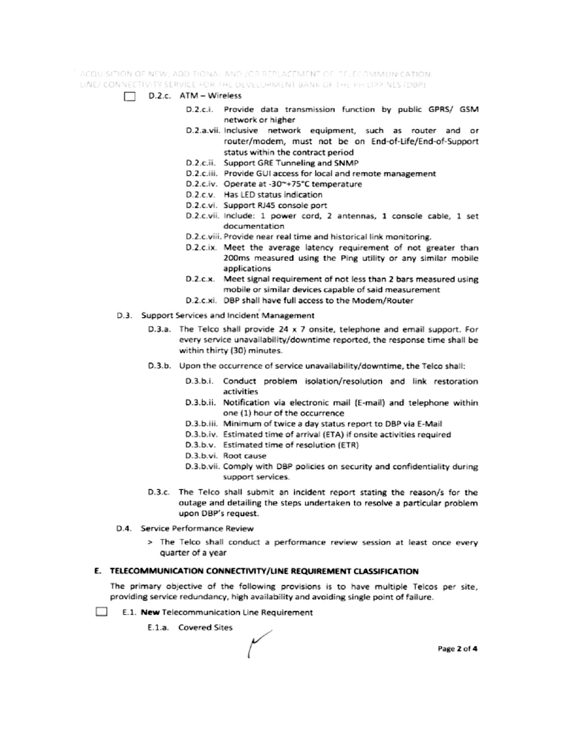☐ D.2.c. ATM – Wireless

- D.2.c.i. Provide data transmission function by public GPRS/ GSM network or higher
- D.2.a.vii. Inclusive network equipment, such as router and or router/modem, must not be on End-of-Life/End-of-Support status within the contract period
- D.2.c.ii. Support GRE Tunneling and SNMP
- D.2.c.iii. Provide GUI access for local and remote management
- D.2.c.iv. Operate at -30~+75°C temperature
- D.2.c.v. Has LED status indication
- D.2.c.vi. Support RJ45 console port
- D.2.c.vii. Include: 1 power cord, 2 antennas, 1 console cable, 1 set documentation
- D.2.c.viii. Provide near real time and historical link monitoring.
- D.2.c.ix. Meet the average latency requirement of not greater than 200ms measured using the Ping utility or any similar mobile applications
- D.2.c.x. Meet signal requirement of not less than 2 bars measured using mobile or similar devices capable of said measurement
- D.2.c.xi. DBP shall have full access to the Modem/Router

D.3. Support Services and Incident Management

- D.3.a. The Telco shall provide 24 x 7 onsite, telephone and email support. For every service unavailability/downtime reported, the response time shall be within thirty (30) minutes.
- D.3.b. Upon the occurrence of service unavailability/downtime, the Telco shall:
  - D.3.b.i. Conduct problem isolation/resolution and link restoration activities
  - D.3.b.ii. Notification via electronic mail (E-mail) and telephone within one (1) hour of the occurrence
  - D.3.b.iii. Minimum of twice a day status report to DBP via E-Mail
  - D.3.b.iv. Estimated time of arrival (ETA) if onsite activities required
  - D.3.b.v. Estimated time of resolution (ETR)
  - D.3.b.vi. Root cause
  - D.3.b.vii. Comply with DBP policies on security and confidentiality during support services.
- D.3.c. The Telco shall submit an incident report stating the reason/s for the outage and detailing the steps undertaken to resolve a particular problem upon DBP's request.

D.4. Service Performance Review

> The Telco shall conduct a performance review session at least once every quarter of a year

## E. TELECOMMUNICATION CONNECTIVITY/LINE REQUIREMENT CLASSIFICATION

The primary objective of the following provisions is to have multiple Telcos per site, providing service redundancy, high availability and avoiding single point of failure.

☐ E.1. **New** Telecommunication Line Requirement

E.1.a. Covered Sites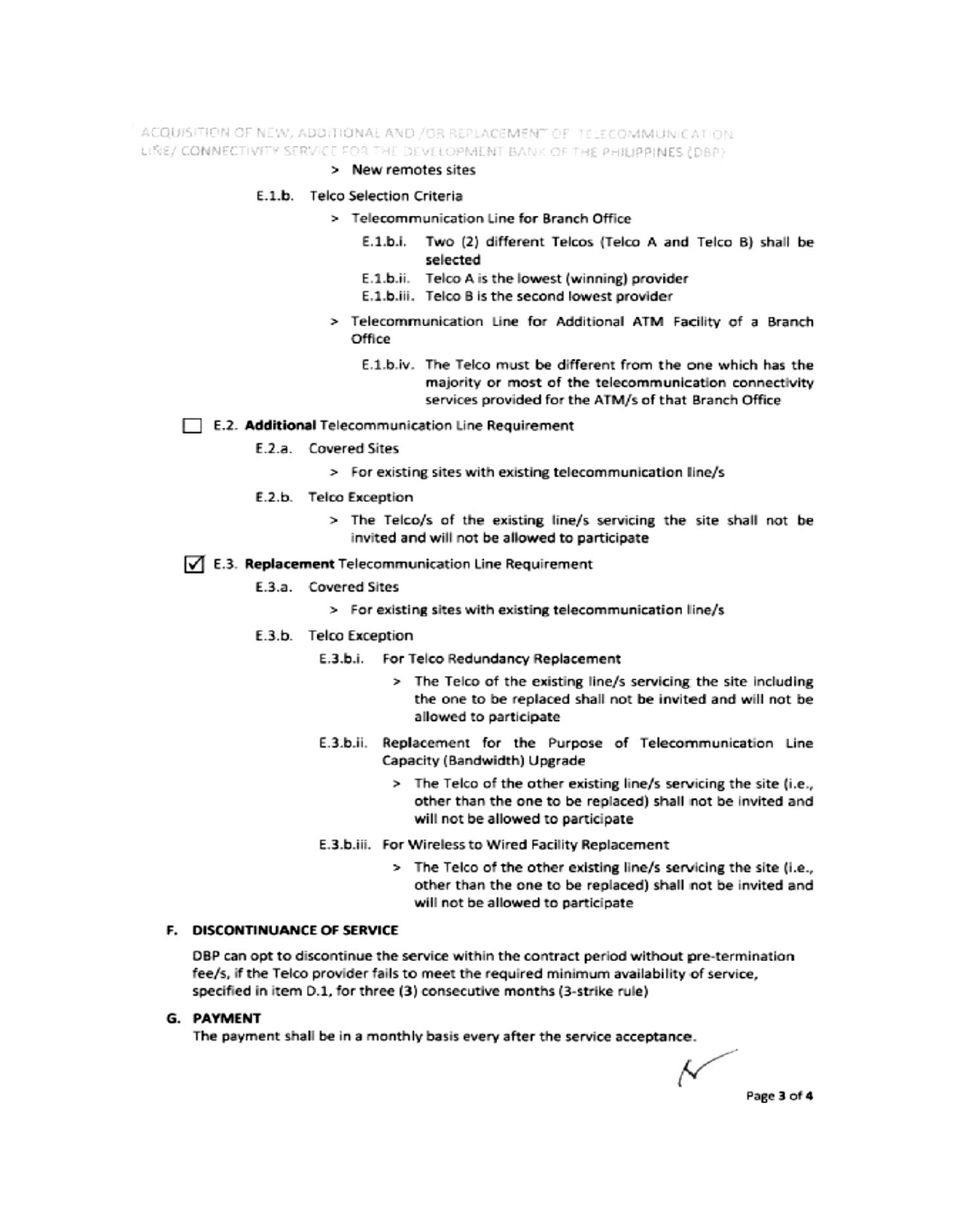> New remotes sites

E.1.b. Telco Selection Criteria

> Telecommunication Line for Branch Office

E.1.b.i. Two (2) different Telcos (Telco A and Telco B) shall be selected

E.1.b.ii. Telco A is the lowest (winning) provider

E.1.b.iii. Telco B is the second lowest provider

> Telecommunication Line for Additional ATM Facility of a Branch Office

E.1.b.iv. The Telco must be different from the one which has the majority or most of the telecommunication connectivity services provided for the ATM/s of that Branch Office

☐ E.2. **Additional** Telecommunication Line Requirement

E.2.a. Covered Sites

> For existing sites with existing telecommunication line/s

E.2.b. Telco Exception

> The Telco/s of the existing line/s servicing the site shall not be invited and will not be allowed to participate

☑ E.3. **Replacement** Telecommunication Line Requirement

E.3.a. Covered Sites

> For existing sites with existing telecommunication line/s

E.3.b. Telco Exception

E.3.b.i. For Telco Redundancy Replacement

> The Telco of the existing line/s servicing the site including the one to be replaced shall not be invited and will not be allowed to participate

E.3.b.ii. Replacement for the Purpose of Telecommunication Line Capacity (Bandwidth) Upgrade

> The Telco of the other existing line/s servicing the site (i.e., other than the one to be replaced) shall not be invited and will not be allowed to participate

E.3.b.iii. For Wireless to Wired Facility Replacement

> The Telco of the other existing line/s servicing the site (i.e., other than the one to be replaced) shall not be invited and will not be allowed to participate

## F. DISCONTINUANCE OF SERVICE

DBP can opt to discontinue the service within the contract period without pre-termination fee/s, if the Telco provider fails to meet the required minimum availability of service, specified in item D.1, for three (3) consecutive months (3-strike rule)

## G. PAYMENT

The payment shall be in a monthly basis every after the service acceptance.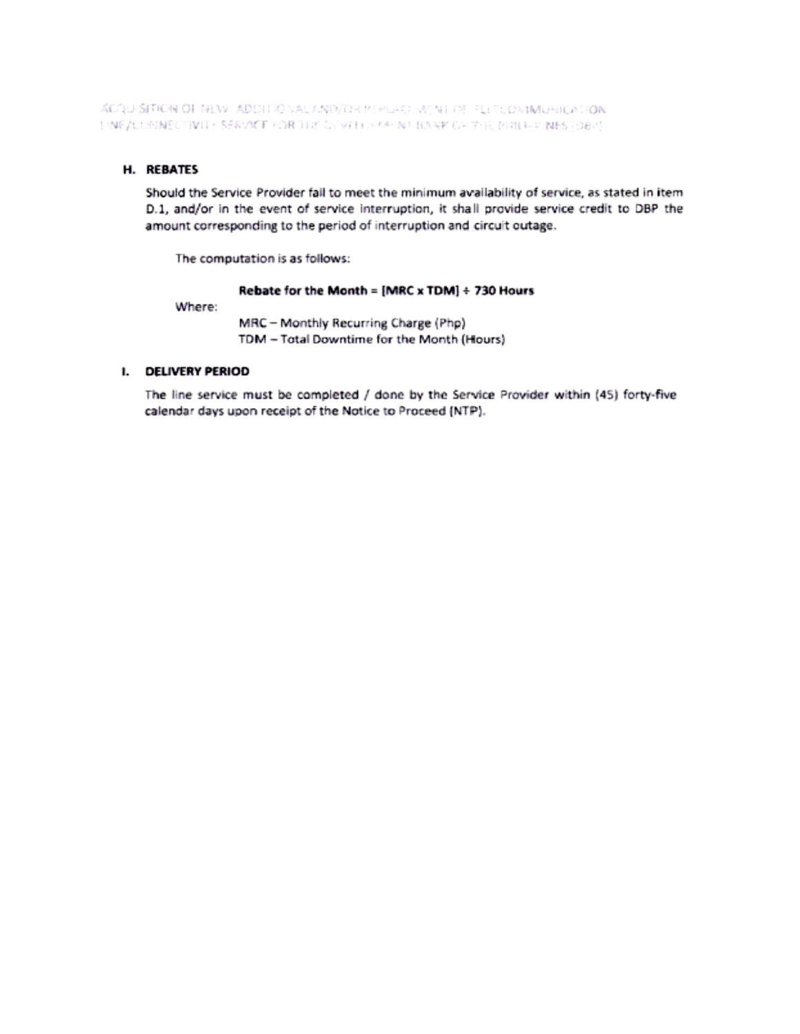## H. REBATES

Should the Service Provider fail to meet the minimum availability of service, as stated in item D.1, and/or in the event of service interruption, it shall provide service credit to DBP the amount corresponding to the period of interruption and circuit outage.

The computation is as follows:

**Rebate for the Month = [MRC x TDM] ÷ 730 Hours**

Where:

MRC – Monthly Recurring Charge (Php)
TDM – Total Downtime for the Month (Hours)

## I. DELIVERY PERIOD

The line service must be completed / done by the Service Provider within (45) forty-five calendar days upon receipt of the Notice to Proceed (NTP).